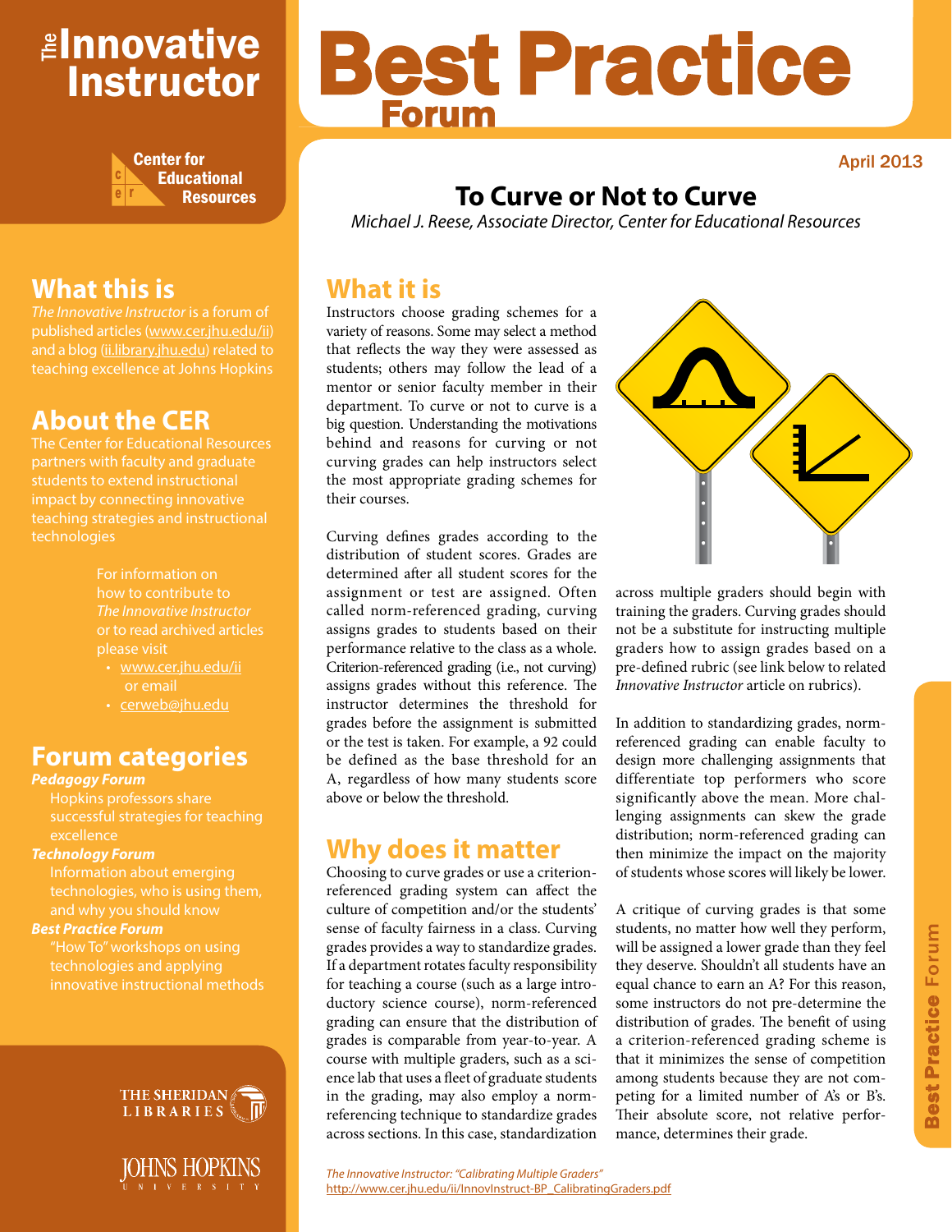# The Innovative Instructor

Center for Educational Resources

# Best Practice Forum

April 2013

## To Curve or Not to Curve

*Michael J. Reese, Associate Director, Center for Educational Resources*

## What this is

*The Innovative Instructor* is a forum of published articles (www.cer.jhu.edu/ii) and a blog (ii.library.jhu.edu) related to teaching excellence at Johns Hopkins

## About the CER

The Center for Educational Resources partners with faculty and graduate students to extend instructional impact by connecting innovative teaching strategies and instructional technologies

For information on how to contribute to *The Innovative Instructor* or to read archived articles please visit

- www.cer.jhu.edu/ii
  or email
- cerweb@jhu.edu

## Forum categories

***Pedagogy Forum***
Hopkins professors share successful strategies for teaching excellence

***Technology Forum***
Information about emerging technologies, who is using them, and why you should know

***Best Practice Forum***
"How To" workshops on using technologies and applying innovative instructional methods

## What it is

Instructors choose grading schemes for a variety of reasons. Some may select a method that reflects the way they were assessed as students; others may follow the lead of a mentor or senior faculty member in their department. To curve or not to curve is a big question. Understanding the motivations behind and reasons for curving or not curving grades can help instructors select the most appropriate grading schemes for their courses.

Curving defines grades according to the distribution of student scores. Grades are determined after all student scores for the assignment or test are assigned. Often called norm-referenced grading, curving assigns grades to students based on their performance relative to the class as a whole. Criterion-referenced grading (i.e., not curving) assigns grades without this reference. The instructor determines the threshold for grades before the assignment is submitted or the test is taken. For example, a 92 could be defined as the base threshold for an A, regardless of how many students score above or below the threshold.

## Why does it matter

Choosing to curve grades or use a criterion-referenced grading system can affect the culture of competition and/or the students' sense of faculty fairness in a class. Curving grades provides a way to standardize grades. If a department rotates faculty responsibility for teaching a course (such as a large introductory science course), norm-referenced grading can ensure that the distribution of grades is comparable from year-to-year. A course with multiple graders, such as a science lab that uses a fleet of graduate students in the grading, may also employ a norm-referencing technique to standardize grades across sections. In this case, standardization across multiple graders should begin with training the graders. Curving grades should not be a substitute for instructing multiple graders how to assign grades based on a pre-defined rubric (see link below to related *Innovative Instructor* article on rubrics).

In addition to standardizing grades, norm-referenced grading can enable faculty to design more challenging assignments that differentiate top performers who score significantly above the mean. More challenging assignments can skew the grade distribution; norm-referenced grading can then minimize the impact on the majority of students whose scores will likely be lower.

A critique of curving grades is that some students, no matter how well they perform, will be assigned a lower grade than they feel they deserve. Shouldn't all students have an equal chance to earn an A? For this reason, some instructors do not pre-determine the distribution of grades. The benefit of using a criterion-referenced grading scheme is that it minimizes the sense of competition among students because they are not competing for a limited number of A's or B's. Their absolute score, not relative performance, determines their grade.

*The Innovative Instructor: "Calibrating Multiple Graders"*
http://www.cer.jhu.edu/ii/InnovInstruct-BP_CalibratingGraders.pdf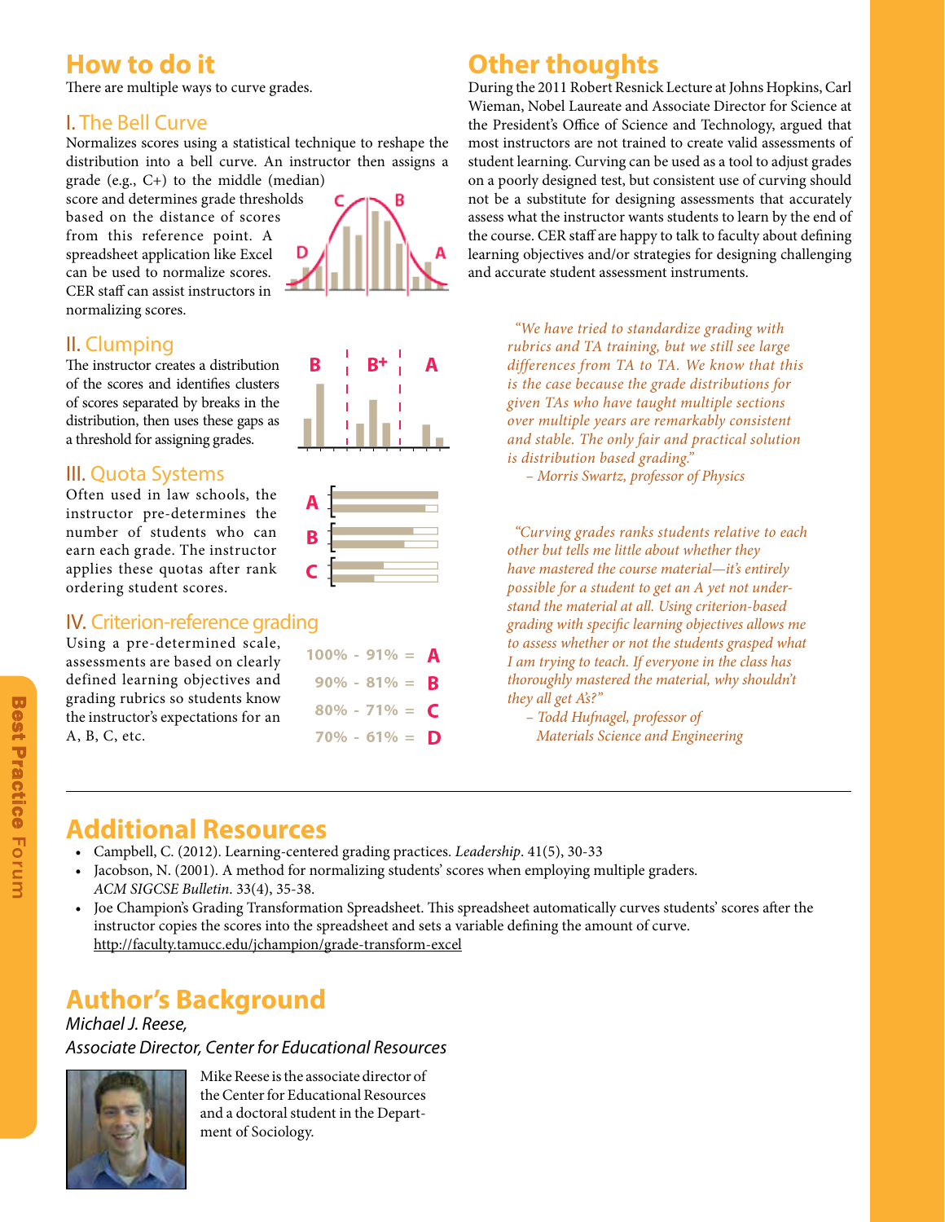## How to do it

There are multiple ways to curve grades.

### I. The Bell Curve

Normalizes scores using a statistical technique to reshape the distribution into a bell curve. An instructor then assigns a grade (e.g., C+) to the middle (median) score and determines grade thresholds based on the distance of scores from this reference point. A spreadsheet application like Excel can be used to normalize scores. CER staff can assist instructors in normalizing scores.

C B
D A

### II. Clumping

The instructor creates a distribution of the scores and identifies clusters of scores separated by breaks in the distribution, then uses these gaps as a threshold for assigning grades.

B B+ A

### III. Quota Systems

Often used in law schools, the instructor pre-determines the number of students who can earn each grade. The instructor applies these quotas after rank ordering student scores.

A
B
C

### IV. Criterion-reference grading

Using a pre-determined scale, assessments are based on clearly defined learning objectives and grading rubrics so students know the instructor's expectations for an A, B, C, etc.

100% - 91% = A
90% - 81% = B
80% - 71% = C
70% - 61% = D

## Other thoughts

During the 2011 Robert Resnick Lecture at Johns Hopkins, Carl Wieman, Nobel Laureate and Associate Director for Science at the President's Office of Science and Technology, argued that most instructors are not trained to create valid assessments of student learning. Curving can be used as a tool to adjust grades on a poorly designed test, but consistent use of curving should not be a substitute for designing assessments that accurately assess what the instructor wants students to learn by the end of the course. CER staff are happy to talk to faculty about defining learning objectives and/or strategies for designing challenging and accurate student assessment instruments.

*"We have tried to standardize grading with rubrics and TA training, but we still see large differences from TA to TA. We know that this is the case because the grade distributions for given TAs who have taught multiple sections over multiple years are remarkably consistent and stable. The only fair and practical solution is distribution based grading."*
*– Morris Swartz, professor of Physics*

*"Curving grades ranks students relative to each other but tells me little about whether they have mastered the course material—it's entirely possible for a student to get an A yet not understand the material at all. Using criterion-based grading with specific learning objectives allows me to assess whether or not the students grasped what I am trying to teach. If everyone in the class has thoroughly mastered the material, why shouldn't they all get A's?"*
*– Todd Hufnagel, professor of Materials Science and Engineering*

## Additional Resources

- Campbell, C. (2012). Learning-centered grading practices. *Leadership*. 41(5), 30-33
- Jacobson, N. (2001). A method for normalizing students' scores when employing multiple graders. *ACM SIGCSE Bulletin*. 33(4), 35-38.
- Joe Champion's Grading Transformation Spreadsheet. This spreadsheet automatically curves students' scores after the instructor copies the scores into the spreadsheet and sets a variable defining the amount of curve. http://faculty.tamucc.edu/jchampion/grade-transform-excel

## Author's Background

*Michael J. Reese,*
*Associate Director, Center for Educational Resources*

Mike Reese is the associate director of the Center for Educational Resources and a doctoral student in the Department of Sociology.